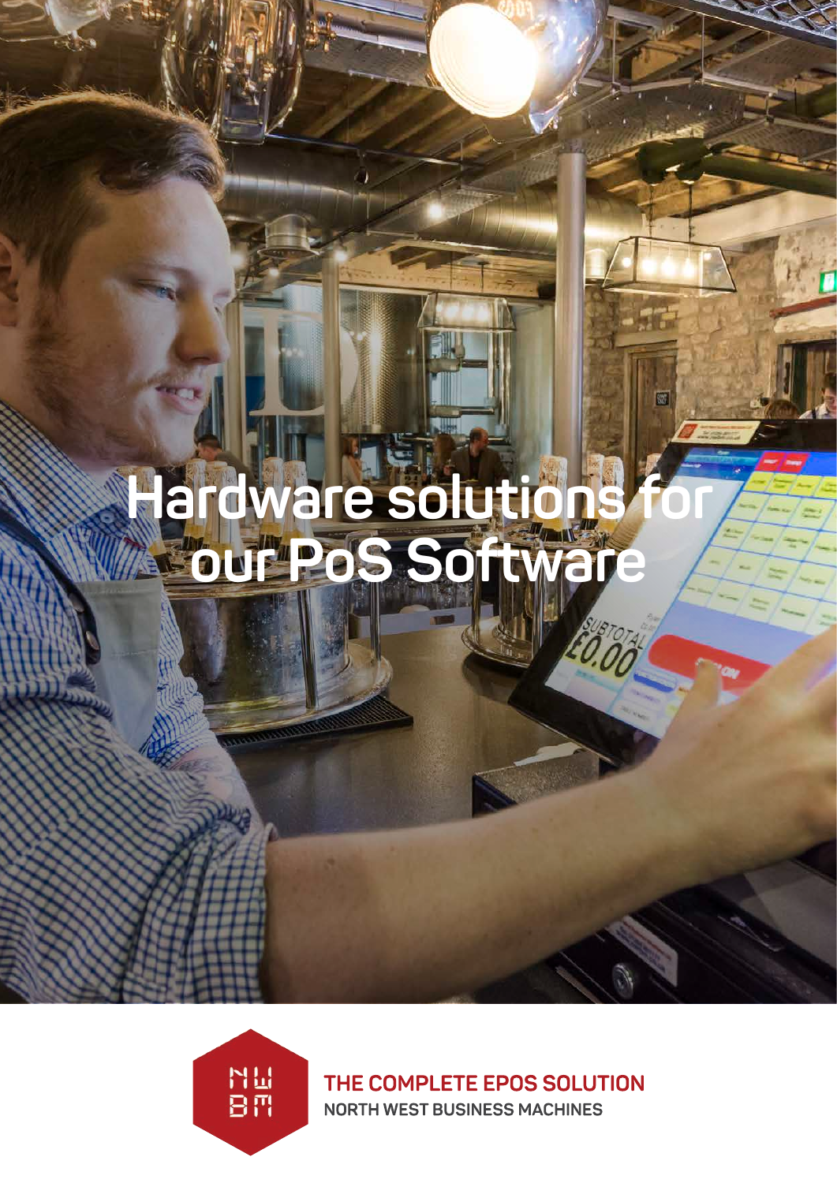# Hardware solutions for our PoS Software

THE COMPLETE EPOS SOLUTION

NORTH WEST BUSINESS MACHINES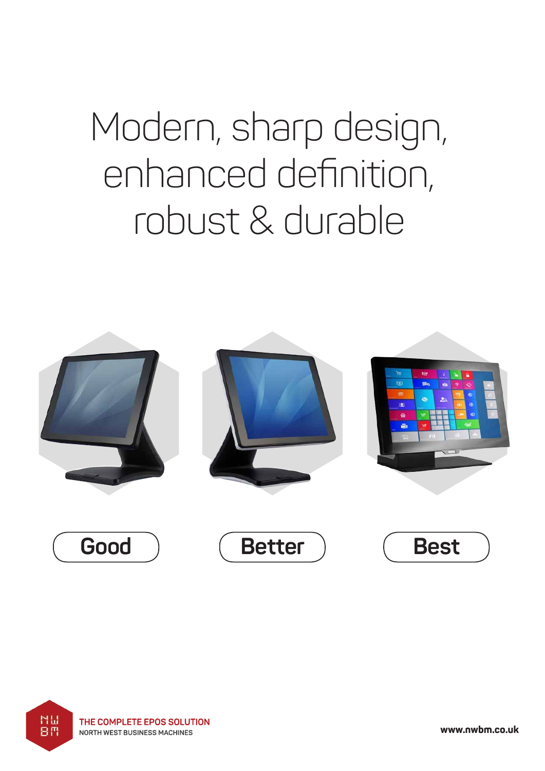# Modern, sharp design, enhanced definition, robust & durable

**Good**

**Better**

**Best**

THE COMPLETE EPOS SOLUTION
NORTH WEST BUSINESS MACHINES

www.nwbm.co.uk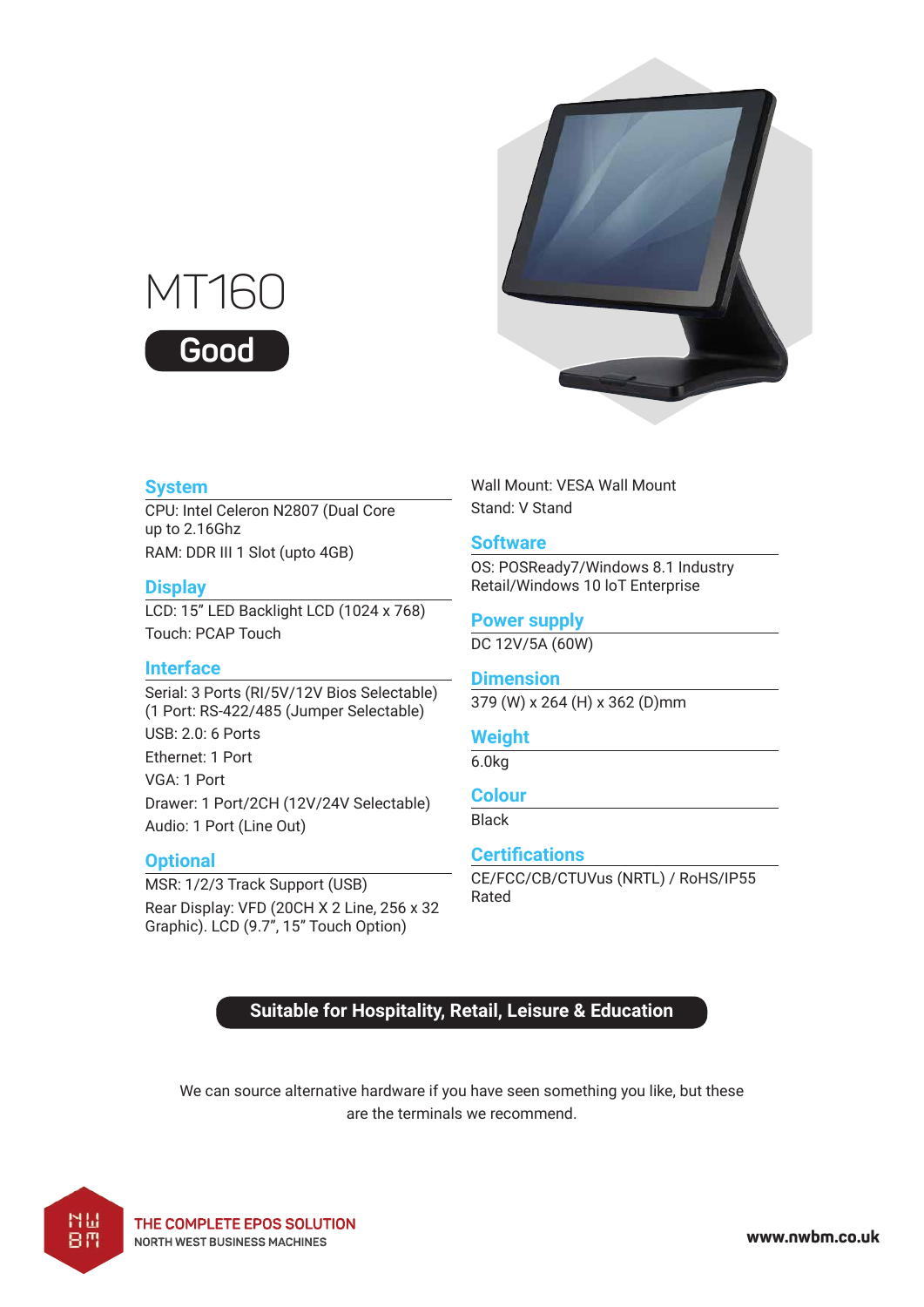# MT160

**Good**

## System

CPU: Intel Celeron N2807 (Dual Core up to 2.16Ghz

RAM: DDR III 1 Slot (upto 4GB)

## Display

LCD: 15" LED Backlight LCD (1024 x 768)

Touch: PCAP Touch

## Interface

Serial: 3 Ports (RI/5V/12V Bios Selectable) (1 Port: RS-422/485 (Jumper Selectable)

USB: 2.0: 6 Ports

Ethernet: 1 Port

VGA: 1 Port

Drawer: 1 Port/2CH (12V/24V Selectable)

Audio: 1 Port (Line Out)

## Optional

MSR: 1/2/3 Track Support (USB)

Rear Display: VFD (20CH X 2 Line, 256 x 32 Graphic). LCD (9.7", 15" Touch Option)

Wall Mount: VESA Wall Mount

Stand: V Stand

## Software

OS: POSReady7/Windows 8.1 Industry Retail/Windows 10 IoT Enterprise

## Power supply

DC 12V/5A (60W)

## Dimension

379 (W) x 264 (H) x 362 (D)mm

## Weight

6.0kg

## Colour

Black

## Certifications

CE/FCC/CB/CTUVus (NRTL) / RoHS/IP55 Rated

**Suitable for Hospitality, Retail, Leisure & Education**

We can source alternative hardware if you have seen something you like, but these are the terminals we recommend.

THE COMPLETE EPOS SOLUTION

NORTH WEST BUSINESS MACHINES

www.nwbm.co.uk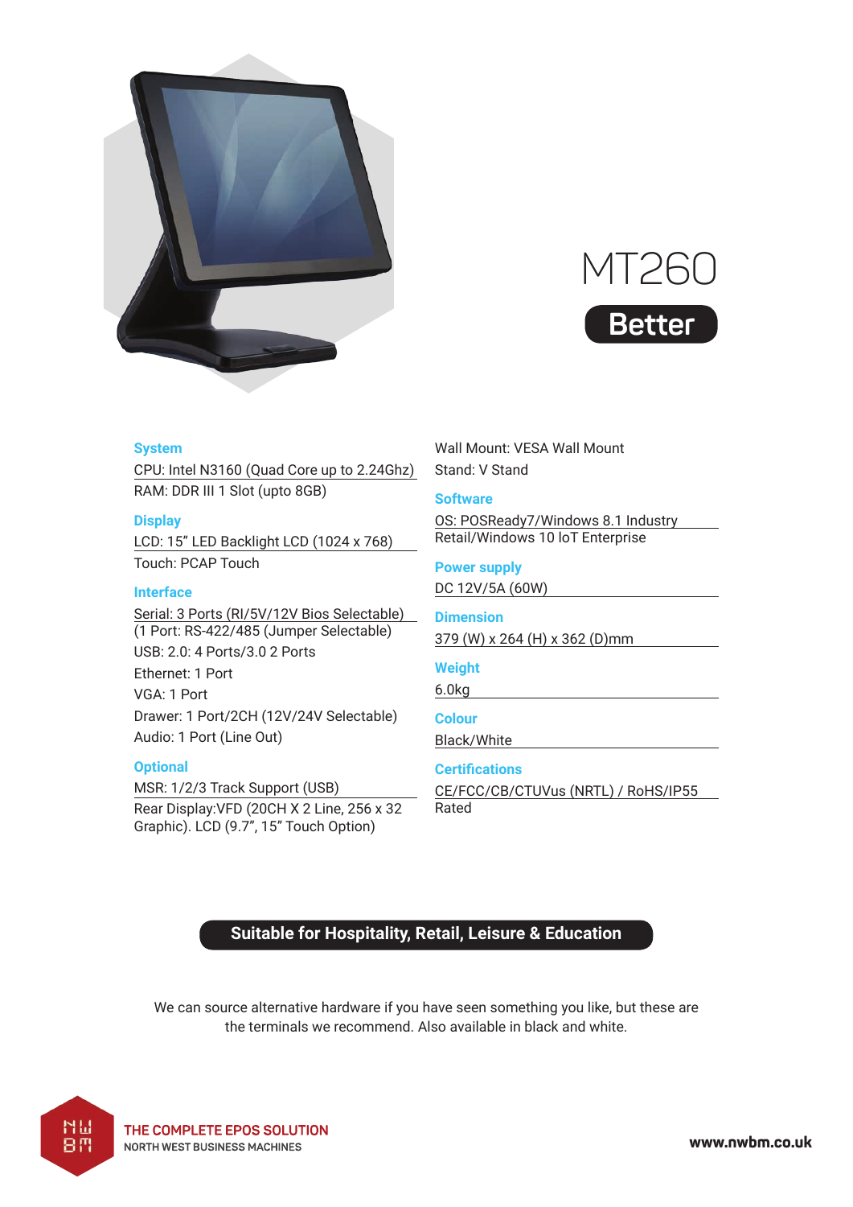# MT260

**Better**

### System

CPU: Intel N3160 (Quad Core up to 2.24Ghz)
RAM: DDR III 1 Slot (upto 8GB)

### Display

LCD: 15" LED Backlight LCD (1024 x 768)
Touch: PCAP Touch

### Interface

Serial: 3 Ports (RI/5V/12V Bios Selectable)
(1 Port: RS-422/485 (Jumper Selectable)
USB: 2.0: 4 Ports/3.0 2 Ports
Ethernet: 1 Port
VGA: 1 Port
Drawer: 1 Port/2CH (12V/24V Selectable)
Audio: 1 Port (Line Out)

### Optional

MSR: 1/2/3 Track Support (USB)
Rear Display:VFD (20CH X 2 Line, 256 x 32 Graphic). LCD (9.7", 15" Touch Option)

Wall Mount: VESA Wall Mount
Stand: V Stand

### Software

OS: POSReady7/Windows 8.1 Industry Retail/Windows 10 IoT Enterprise

### Power supply

DC 12V/5A (60W)

### Dimension

379 (W) x 264 (H) x 362 (D)mm

### Weight

6.0kg

### Colour

Black/White

### Certifications

CE/FCC/CB/CTUVus (NRTL) / RoHS/IP55 Rated

**Suitable for Hospitality, Retail, Leisure & Education**

We can source alternative hardware if you have seen something you like, but these are the terminals we recommend. Also available in black and white.

THE COMPLETE EPOS SOLUTION
NORTH WEST BUSINESS MACHINES

www.nwbm.co.uk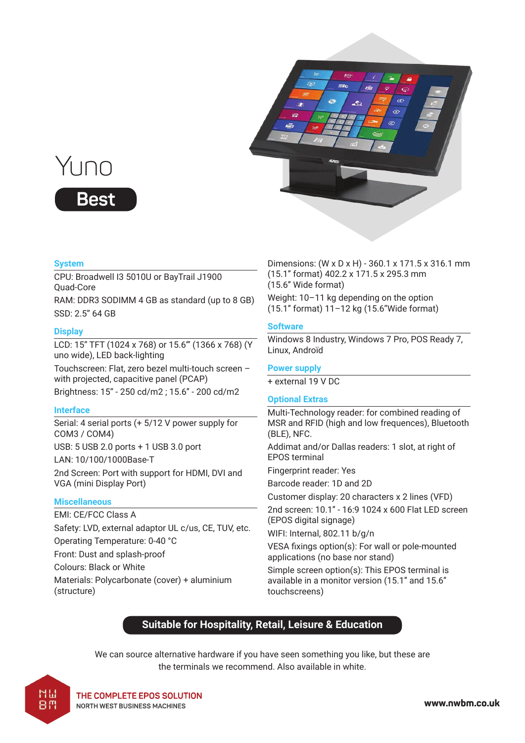# Yuno

**Best**

### System

CPU: Broadwell I3 5010U or BayTrail J1900 Quad-Core

RAM: DDR3 SODIMM 4 GB as standard (up to 8 GB)

SSD: 2.5" 64 GB

### Display

LCD: 15" TFT (1024 x 768) or 15.6'" (1366 x 768) (Y uno wide), LED back-lighting

Touchscreen: Flat, zero bezel multi-touch screen – with projected, capacitive panel (PCAP)

Brightness: 15" - 250 cd/m2 ; 15.6" - 200 cd/m2

### Interface

Serial: 4 serial ports (+ 5/12 V power supply for COM3 / COM4)

USB: 5 USB 2.0 ports + 1 USB 3.0 port

LAN: 10/100/1000Base-T

2nd Screen: Port with support for HDMI, DVI and VGA (mini Display Port)

### Miscellaneous

EMI: CE/FCC Class A

Safety: LVD, external adaptor UL c/us, CE, TUV, etc.

Operating Temperature: 0-40 °C

Front: Dust and splash-proof

Colours: Black or White

Materials: Polycarbonate (cover) + aluminium (structure)

Dimensions: (W x D x H) - 360.1 x 171.5 x 316.1 mm (15.1" format) 402.2 x 171.5 x 295.3 mm (15.6" Wide format)

Weight: 10–11 kg depending on the option (15.1" format) 11–12 kg (15.6"Wide format)

### Software

Windows 8 Industry, Windows 7 Pro, POS Ready 7, Linux, Androïd

### Power supply

+ external 19 V DC

### Optional Extras

Multi-Technology reader: for combined reading of MSR and RFID (high and low frequences), Bluetooth (BLE), NFC.

Addimat and/or Dallas readers: 1 slot, at right of EPOS terminal

Fingerprint reader: Yes

Barcode reader: 1D and 2D

Customer display: 20 characters x 2 lines (VFD)

2nd screen: 10.1" - 16:9 1024 x 600 Flat LED screen (EPOS digital signage)

WIFI: Internal, 802.11 b/g/n

VESA fixings option(s): For wall or pole-mounted applications (no base nor stand)

Simple screen option(s): This EPOS terminal is available in a monitor version (15.1" and 15.6" touchscreens)

**Suitable for Hospitality, Retail, Leisure & Education**

We can source alternative hardware if you have seen something you like, but these are the terminals we recommend. Also available in white.

THE COMPLETE EPOS SOLUTION
NORTH WEST BUSINESS MACHINES

www.nwbm.co.uk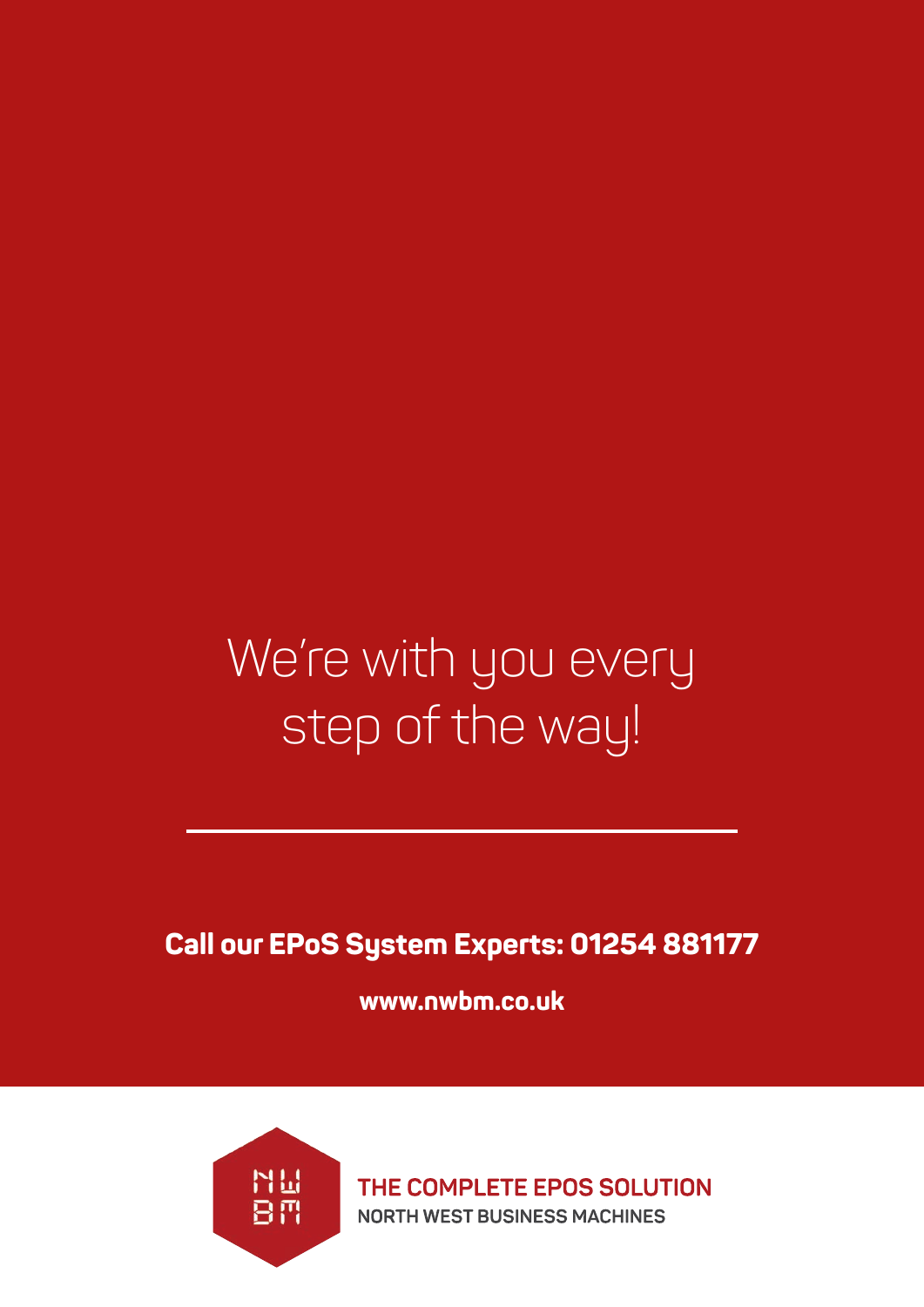We're with you every step of the way!

---

**Call our EPoS System Experts: 01254 881177**

**www.nwbm.co.uk**

NW BM

THE COMPLETE EPOS SOLUTION

NORTH WEST BUSINESS MACHINES